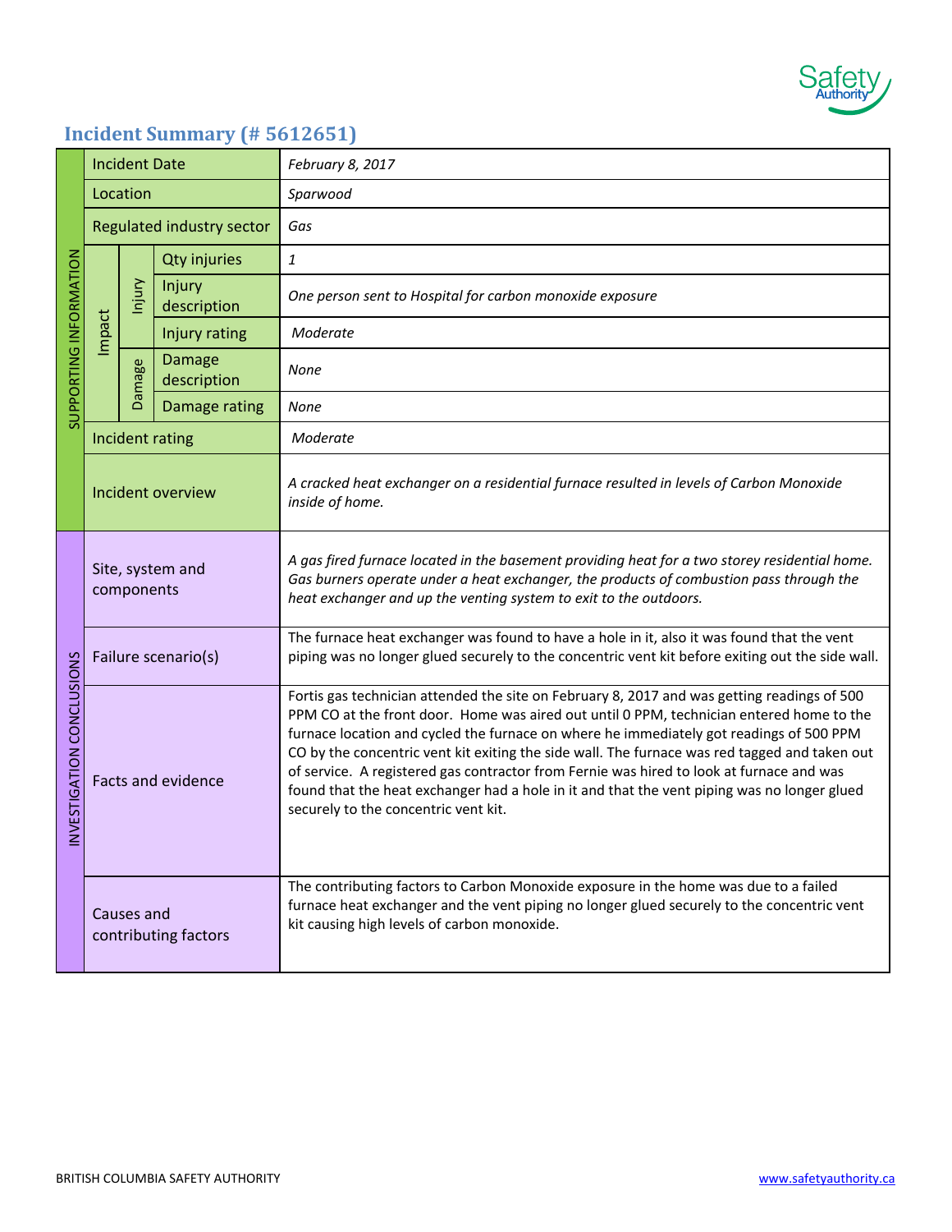## Incident Summary (# 5612651)

| Section | Field | | | Value |
|---|---|---|---|---|
| SUPPORTING INFORMATION | Incident Date | | | *February 8, 2017* |
| | Location | | | *Sparwood* |
| | Regulated industry sector | | | *Gas* |
| | Impact | Injury | Qty injuries | *1* |
| | | | Injury description | *One person sent to Hospital for carbon monoxide exposure* |
| | | | Injury rating | *Moderate* |
| | | Damage | Damage description | *None* |
| | | | Damage rating | *None* |
| | Incident rating | | | *Moderate* |
| | Incident overview | | | *A cracked heat exchanger on a residential furnace resulted in levels of Carbon Monoxide inside of home.* |
| INVESTIGATION CONCLUSIONS | Site, system and components | | | *A gas fired furnace located in the basement providing heat for a two storey residential home. Gas burners operate under a heat exchanger, the products of combustion pass through the heat exchanger and up the venting system to exit to the outdoors.* |
| | Failure scenario(s) | | | The furnace heat exchanger was found to have a hole in it, also it was found that the vent piping was no longer glued securely to the concentric vent kit before exiting out the side wall. |
| | Facts and evidence | | | Fortis gas technician attended the site on February 8, 2017 and was getting readings of 500 PPM CO at the front door. Home was aired out until 0 PPM, technician entered home to the furnace location and cycled the furnace on where he immediately got readings of 500 PPM CO by the concentric vent kit exiting the side wall. The furnace was red tagged and taken out of service. A registered gas contractor from Fernie was hired to look at furnace and was found that the heat exchanger had a hole in it and that the vent piping was no longer glued securely to the concentric vent kit. |
| | Causes and contributing factors | | | The contributing factors to Carbon Monoxide exposure in the home was due to a failed furnace heat exchanger and the vent piping no longer glued securely to the concentric vent kit causing high levels of carbon monoxide. |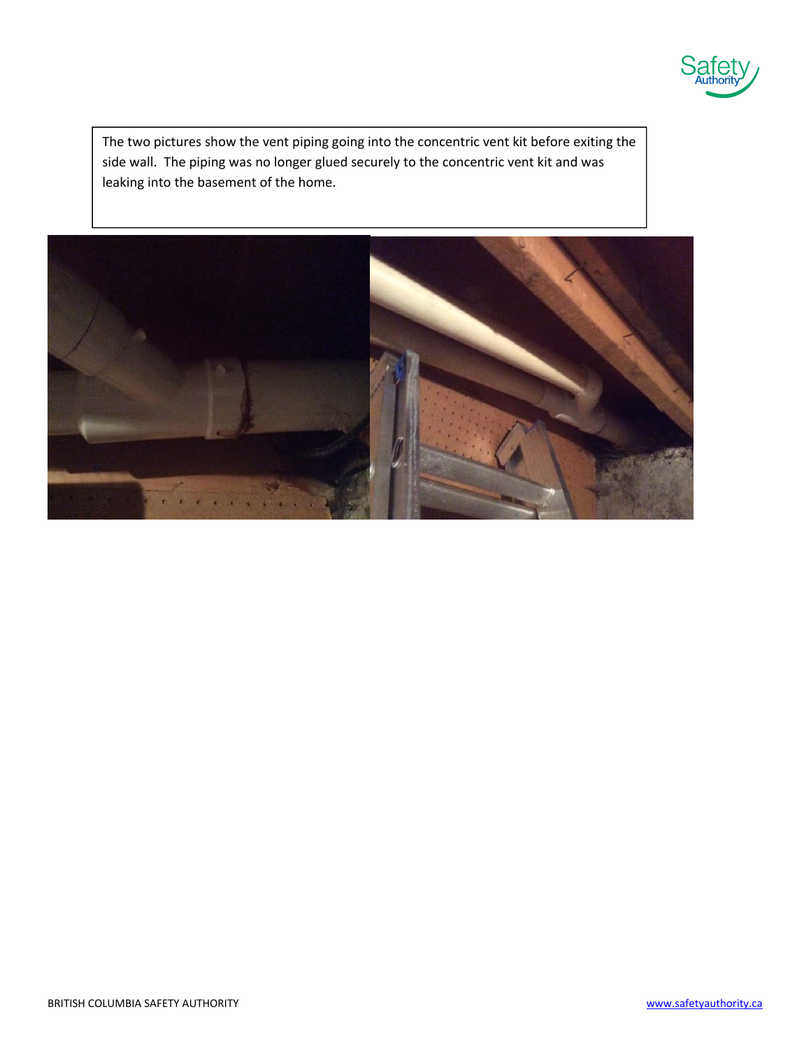The two pictures show the vent piping going into the concentric vent kit before exiting the side wall. The piping was no longer glued securely to the concentric vent kit and was leaking into the basement of the home.